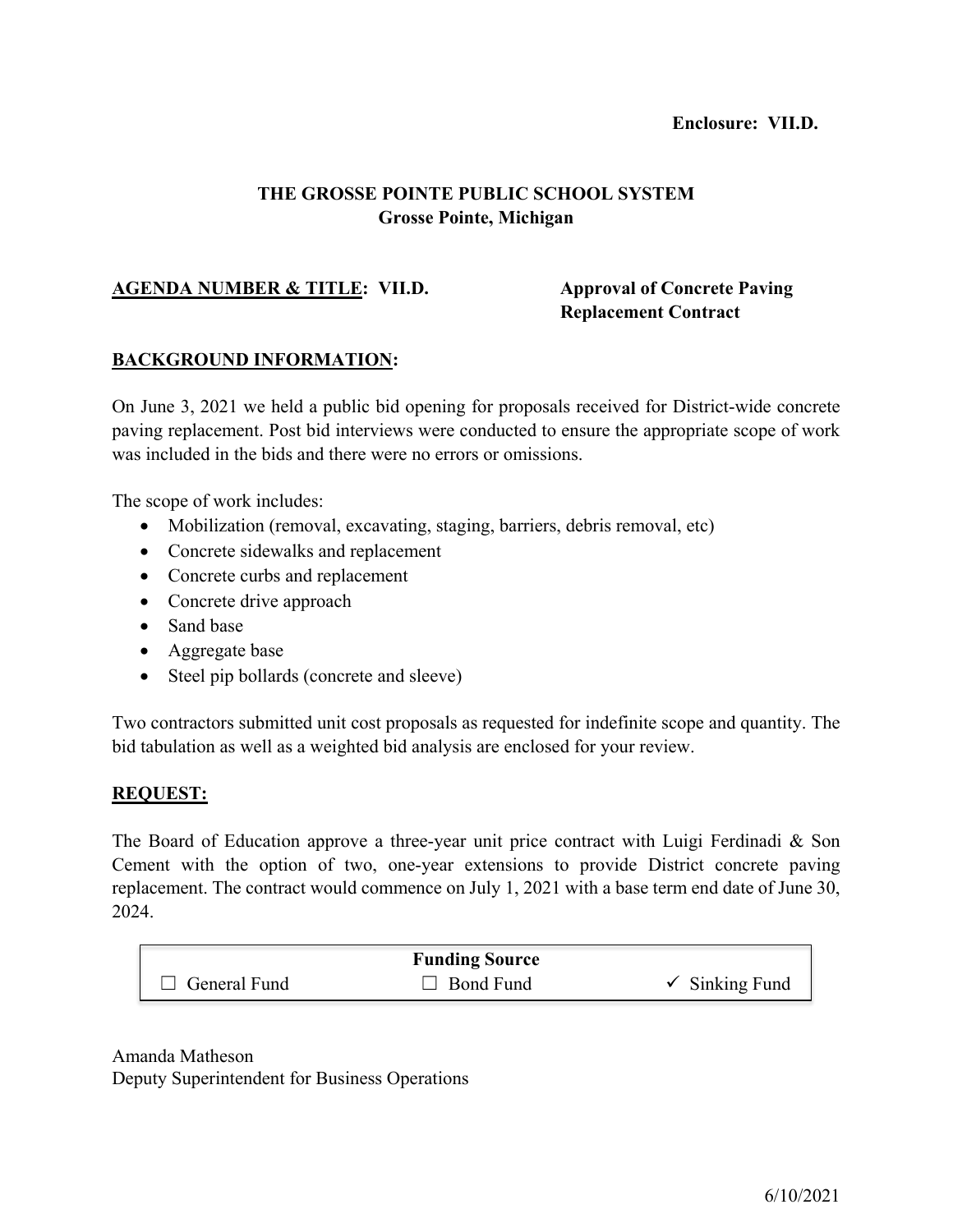**Enclosure: VII.D.**

**THE GROSSE POINTE PUBLIC SCHOOL SYSTEM**
**Grosse Pointe, Michigan**

**AGENDA NUMBER & TITLE: VII.D.** **Approval of Concrete Paving Replacement Contract**

**BACKGROUND INFORMATION:**

On June 3, 2021 we held a public bid opening for proposals received for District-wide concrete paving replacement. Post bid interviews were conducted to ensure the appropriate scope of work was included in the bids and there were no errors or omissions.

The scope of work includes:

- Mobilization (removal, excavating, staging, barriers, debris removal, etc)
- Concrete sidewalks and replacement
- Concrete curbs and replacement
- Concrete drive approach
- Sand base
- Aggregate base
- Steel pip bollards (concrete and sleeve)

Two contractors submitted unit cost proposals as requested for indefinite scope and quantity. The bid tabulation as well as a weighted bid analysis are enclosed for your review.

**REQUEST:**

The Board of Education approve a three-year unit price contract with Luigi Ferdinadi & Son Cement with the option of two, one-year extensions to provide District concrete paving replacement. The contract would commence on July 1, 2021 with a base term end date of June 30, 2024.

| Funding Source | | |
|---|---|---|
| ☐ General Fund | ☐ Bond Fund | ✓ Sinking Fund |

Amanda Matheson
Deputy Superintendent for Business Operations

6/10/2021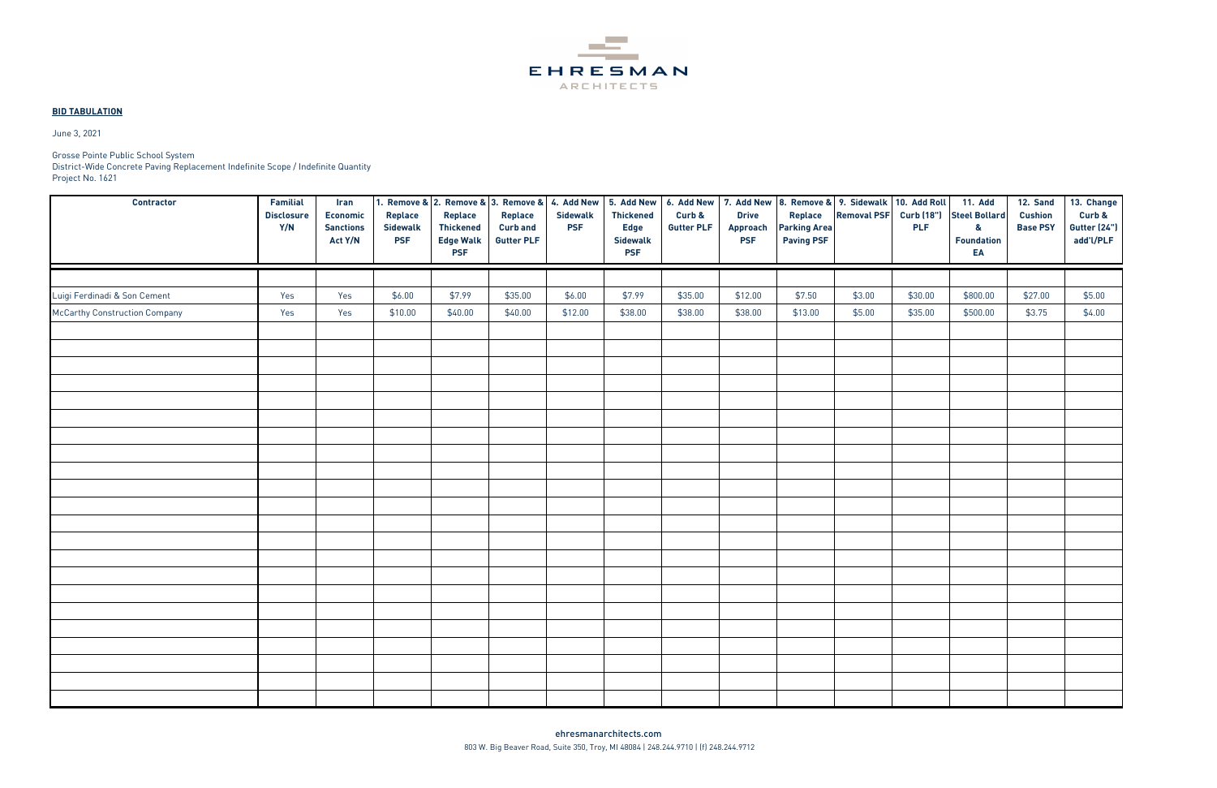EHRESMAN
ARCHITECTS

**BID TABULATION**

June 3, 2021

Grosse Pointe Public School System
District-Wide Concrete Paving Replacement Indefinite Scope / Indefinite Quantity
Project No. 1621

| Contractor | Familial Disclosure Y/N | Iran Economic Sanctions Act Y/N | 1. Remove & Replace Sidewalk PSF | 2. Remove & Replace Thickened Edge Walk PSF | 3. Remove & Replace Curb and Gutter PLF | 4. Add New Sidewalk PSF | 5. Add New Thickened Edge Sidewalk PSF | 6. Add New Curb & Gutter PLF | 7. Add New Drive Approach PSF | 8. Remove & Replace Parking Area Paving PSF | 9. Sidewalk Removal PSF | 10. Add Roll Curb (18") PLF | 11. Add Steel Bollard & Foundation EA | 12. Sand Cushion Base PSY | 13. Change Curb & Gutter (24") add'l/PLF |
|---|---|---|---|---|---|---|---|---|---|---|---|---|---|---|---|
| | | | | | | | | | | | | | | | |
| Luigi Ferdinadi & Son Cement | Yes | Yes | $6.00 | $7.99 | $35.00 | $6.00 | $7.99 | $35.00 | $12.00 | $7.50 | $3.00 | $30.00 | $800.00 | $27.00 | $5.00 |
| McCarthy Construction Company | Yes | Yes | $10.00 | $40.00 | $40.00 | $12.00 | $38.00 | $38.00 | $38.00 | $13.00 | $5.00 | $35.00 | $500.00 | $3.75 | $4.00 |

ehresmanarchitects.com
803 W. Big Beaver Road, Suite 350, Troy, MI 48084 | 248.244.9710 | (f) 248.244.9712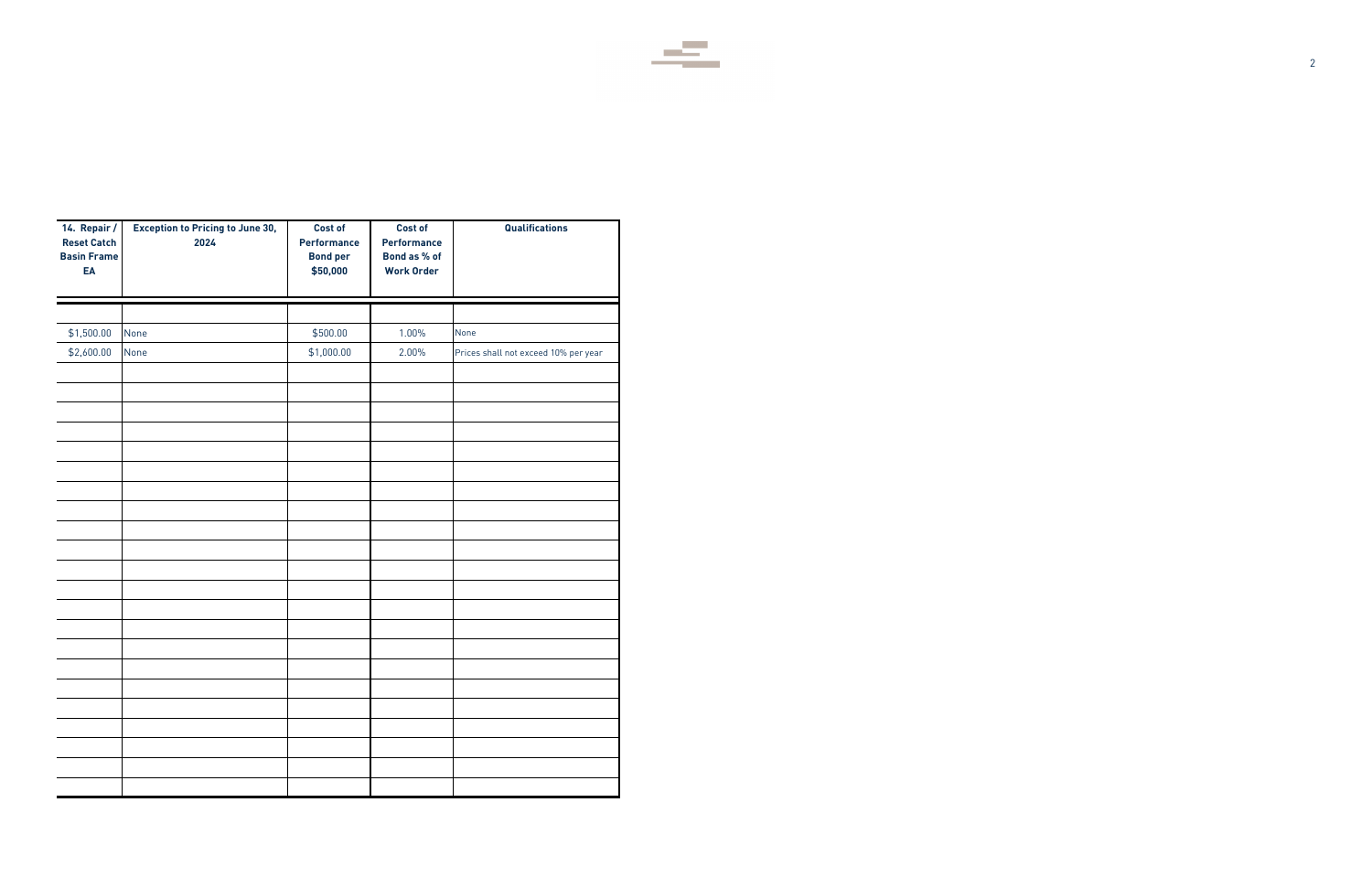| 14. Repair / Reset Catch Basin Frame EA | Exception to Pricing to June 30, 2024 | Cost of Performance Bond per $50,000 | Cost of Performance Bond as % of Work Order | Qualifications |
| --- | --- | --- | --- | --- |
| | | | | |
| $1,500.00 | None | $500.00 | 1.00% | None |
| $2,600.00 | None | $1,000.00 | 2.00% | Prices shall not exceed 10% per year |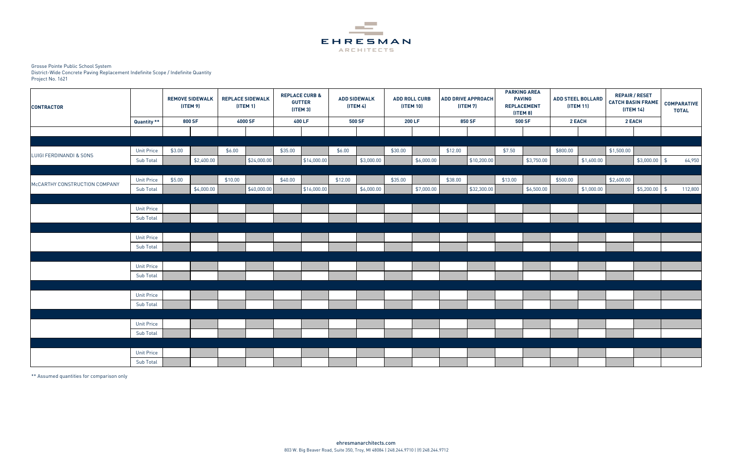EHRESMAN ARCHITECTS

Grosse Pointe Public School System
District-Wide Concrete Paving Replacement Indefinite Scope / Indefinite Quantity
Project No. 1621

| CONTRACTOR | | REMOVE SIDEWALK (ITEM 9) | | REPLACE SIDEWALK (ITEM 1) | | REPLACE CURB & GUTTER (ITEM 3) | | ADD SIDEWALK (ITEM 4) | | ADD ROLL CURB (ITEM 10) | | ADD DRIVE APPROACH (ITEM 7) | | PARKING AREA PAVING REPLACEMENT (ITEM 8) | | ADD STEEL BOLLARD (ITEM 11) | | REPAIR / RESET CATCH BASIN FRAME (ITEM 14) | | COMPARATIVE TOTAL |
|---|---|---|---|---|---|---|---|---|---|---|---|---|---|---|---|---|---|---|---|---|
| | Quantity ** | 800 SF | | 4000 SF | | 400 LF | | 500 SF | | 200 LF | | 850 SF | | 500 SF | | 2 EACH | | 2 EACH | | |
| LUIGI FERDINANDI & SONS | Unit Price | $3.00 | | $6.00 | | $35.00 | | $6.00 | | $30.00 | | $12.00 | | $7.50 | | $800.00 | | $1,500.00 | | |
| | Sub Total | | $2,400.00 | | $24,000.00 | | $14,000.00 | | $3,000.00 | | $6,000.00 | | $10,200.00 | | $3,750.00 | | $1,600.00 | | $3,000.00 | $ 64,950 |
| McCARTHY CONSTRUCTION COMPANY | Unit Price | $5.00 | | $10.00 | | $40.00 | | $12.00 | | $35.00 | | $38.00 | | $13.00 | | $500.00 | | $2,600.00 | | |
| | Sub Total | | $4,000.00 | | $40,000.00 | | $16,000.00 | | $6,000.00 | | $7,000.00 | | $32,300.00 | | $6,500.00 | | $1,000.00 | | $5,200.00 | $ 112,800 |
| | Unit Price | | | | | | | | | | | | | | | | | | | |
| | Sub Total | | | | | | | | | | | | | | | | | | | |
| | Unit Price | | | | | | | | | | | | | | | | | | | |
| | Sub Total | | | | | | | | | | | | | | | | | | | |
| | Unit Price | | | | | | | | | | | | | | | | | | | |
| | Sub Total | | | | | | | | | | | | | | | | | | | |
| | Unit Price | | | | | | | | | | | | | | | | | | | |
| | Sub Total | | | | | | | | | | | | | | | | | | | |
| | Unit Price | | | | | | | | | | | | | | | | | | | |
| | Sub Total | | | | | | | | | | | | | | | | | | | |
| | Unit Price | | | | | | | | | | | | | | | | | | | |
| | Sub Total | | | | | | | | | | | | | | | | | | | |

** Assumed quantities for comparison only

ehresmanarchitects.com
803 W. Big Beaver Road, Suite 350, Troy, MI 48084 | 248.244.9710 | (f) 248.244.9712